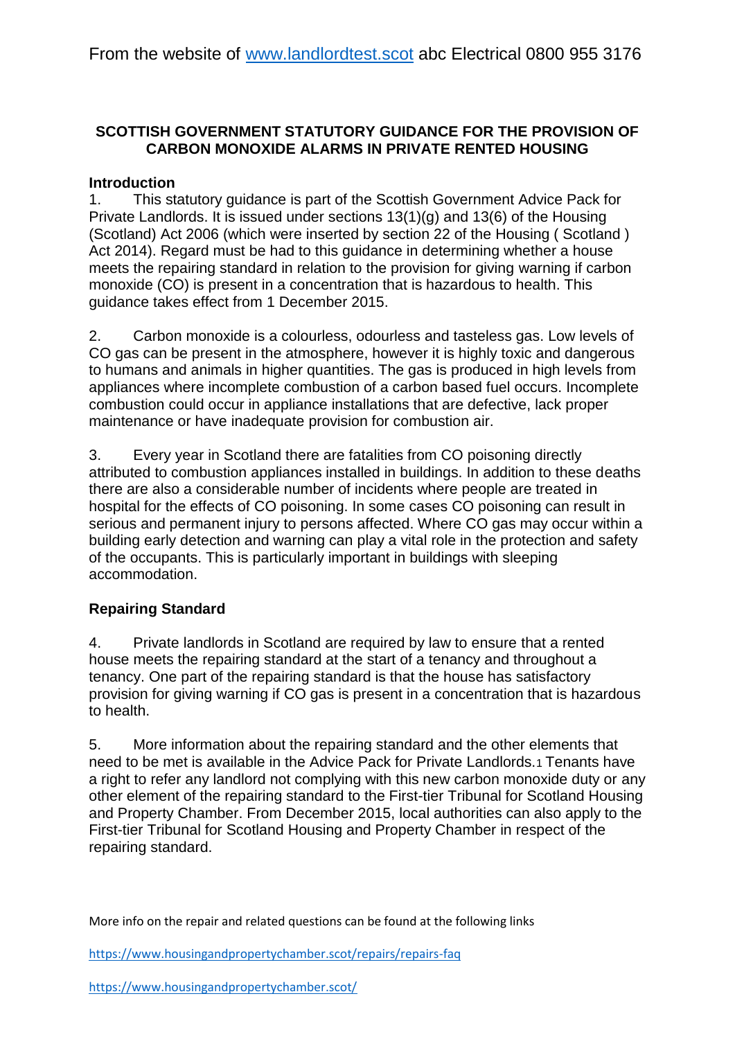From the website of [www.landlordtest.scot](http://www.landlordtest.scot) abc Electrical 0800 955 3176

## SCOTTISH GOVERNMENT STATUTORY GUIDANCE FOR THE PROVISION OF CARBON MONOXIDE ALARMS IN PRIVATE RENTED HOUSING

### Introduction

1. This statutory guidance is part of the Scottish Government Advice Pack for Private Landlords. It is issued under sections 13(1)(g) and 13(6) of the Housing (Scotland) Act 2006 (which were inserted by section 22 of the Housing ( Scotland ) Act 2014). Regard must be had to this guidance in determining whether a house meets the repairing standard in relation to the provision for giving warning if carbon monoxide (CO) is present in a concentration that is hazardous to health. This guidance takes effect from 1 December 2015.

2. Carbon monoxide is a colourless, odourless and tasteless gas. Low levels of CO gas can be present in the atmosphere, however it is highly toxic and dangerous to humans and animals in higher quantities. The gas is produced in high levels from appliances where incomplete combustion of a carbon based fuel occurs. Incomplete combustion could occur in appliance installations that are defective, lack proper maintenance or have inadequate provision for combustion air.

3. Every year in Scotland there are fatalities from CO poisoning directly attributed to combustion appliances installed in buildings. In addition to these deaths there are also a considerable number of incidents where people are treated in hospital for the effects of CO poisoning. In some cases CO poisoning can result in serious and permanent injury to persons affected. Where CO gas may occur within a building early detection and warning can play a vital role in the protection and safety of the occupants. This is particularly important in buildings with sleeping accommodation.

### Repairing Standard

4. Private landlords in Scotland are required by law to ensure that a rented house meets the repairing standard at the start of a tenancy and throughout a tenancy. One part of the repairing standard is that the house has satisfactory provision for giving warning if CO gas is present in a concentration that is hazardous to health.

5. More information about the repairing standard and the other elements that need to be met is available in the Advice Pack for Private Landlords.[1] Tenants have a right to refer any landlord not complying with this new carbon monoxide duty or any other element of the repairing standard to the First-tier Tribunal for Scotland Housing and Property Chamber. From December 2015, local authorities can also apply to the First-tier Tribunal for Scotland Housing and Property Chamber in respect of the repairing standard.

More info on the repair and related questions can be found at the following links

https://www.housingandpropertychamber.scot/repairs/repairs-faq

https://www.housingandpropertychamber.scot/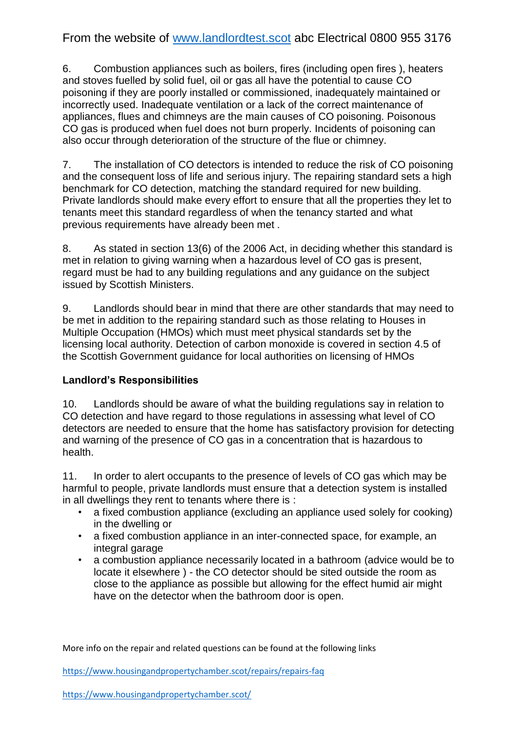6. Combustion appliances such as boilers, fires (including open fires ), heaters and stoves fuelled by solid fuel, oil or gas all have the potential to cause CO poisoning if they are poorly installed or commissioned, inadequately maintained or incorrectly used. Inadequate ventilation or a lack of the correct maintenance of appliances, flues and chimneys are the main causes of CO poisoning. Poisonous CO gas is produced when fuel does not burn properly. Incidents of poisoning can also occur through deterioration of the structure of the flue or chimney.

7. The installation of CO detectors is intended to reduce the risk of CO poisoning and the consequent loss of life and serious injury. The repairing standard sets a high benchmark for CO detection, matching the standard required for new building. Private landlords should make every effort to ensure that all the properties they let to tenants meet this standard regardless of when the tenancy started and what previous requirements have already been met .

8. As stated in section 13(6) of the 2006 Act, in deciding whether this standard is met in relation to giving warning when a hazardous level of CO gas is present, regard must be had to any building regulations and any guidance on the subject issued by Scottish Ministers.

9. Landlords should bear in mind that there are other standards that may need to be met in addition to the repairing standard such as those relating to Houses in Multiple Occupation (HMOs) which must meet physical standards set by the licensing local authority. Detection of carbon monoxide is covered in section 4.5 of the Scottish Government guidance for local authorities on licensing of HMOs

**Landlord's Responsibilities**

10. Landlords should be aware of what the building regulations say in relation to CO detection and have regard to those regulations in assessing what level of CO detectors are needed to ensure that the home has satisfactory provision for detecting and warning of the presence of CO gas in a concentration that is hazardous to health.

11. In order to alert occupants to the presence of levels of CO gas which may be harmful to people, private landlords must ensure that a detection system is installed in all dwellings they rent to tenants where there is :

- a fixed combustion appliance (excluding an appliance used solely for cooking) in the dwelling or
- a fixed combustion appliance in an inter-connected space, for example, an integral garage
- a combustion appliance necessarily located in a bathroom (advice would be to locate it elsewhere ) - the CO detector should be sited outside the room as close to the appliance as possible but allowing for the effect humid air might have on the detector when the bathroom door is open.

More info on the repair and related questions can be found at the following links

https://www.housingandpropertychamber.scot/repairs/repairs-faq

https://www.housingandpropertychamber.scot/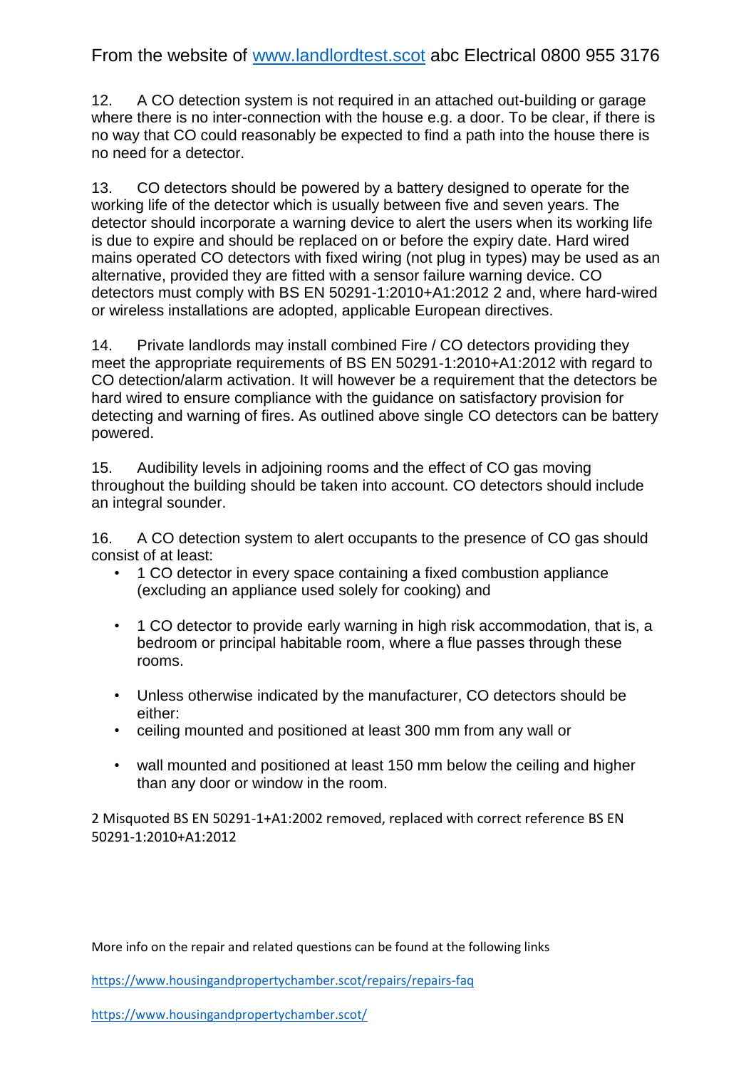12. A CO detection system is not required in an attached out-building or garage where there is no inter-connection with the house e.g. a door. To be clear, if there is no way that CO could reasonably be expected to find a path into the house there is no need for a detector.

13. CO detectors should be powered by a battery designed to operate for the working life of the detector which is usually between five and seven years. The detector should incorporate a warning device to alert the users when its working life is due to expire and should be replaced on or before the expiry date. Hard wired mains operated CO detectors with fixed wiring (not plug in types) may be used as an alternative, provided they are fitted with a sensor failure warning device. CO detectors must comply with BS EN 50291-1:2010+A1:2012 [2] and, where hard-wired or wireless installations are adopted, applicable European directives.

14. Private landlords may install combined Fire / CO detectors providing they meet the appropriate requirements of BS EN 50291-1:2010+A1:2012 with regard to CO detection/alarm activation. It will however be a requirement that the detectors be hard wired to ensure compliance with the guidance on satisfactory provision for detecting and warning of fires. As outlined above single CO detectors can be battery powered.

15. Audibility levels in adjoining rooms and the effect of CO gas moving throughout the building should be taken into account. CO detectors should include an integral sounder.

16. A CO detection system to alert occupants to the presence of CO gas should consist of at least:

- 1 CO detector in every space containing a fixed combustion appliance (excluding an appliance used solely for cooking) and
- 1 CO detector to provide early warning in high risk accommodation, that is, a bedroom or principal habitable room, where a flue passes through these rooms.
- Unless otherwise indicated by the manufacturer, CO detectors should be either:
- ceiling mounted and positioned at least 300 mm from any wall or
- wall mounted and positioned at least 150 mm below the ceiling and higher than any door or window in the room.

[2] Misquoted BS EN 50291-1+A1:2002 removed, replaced with correct reference BS EN 50291-1:2010+A1:2012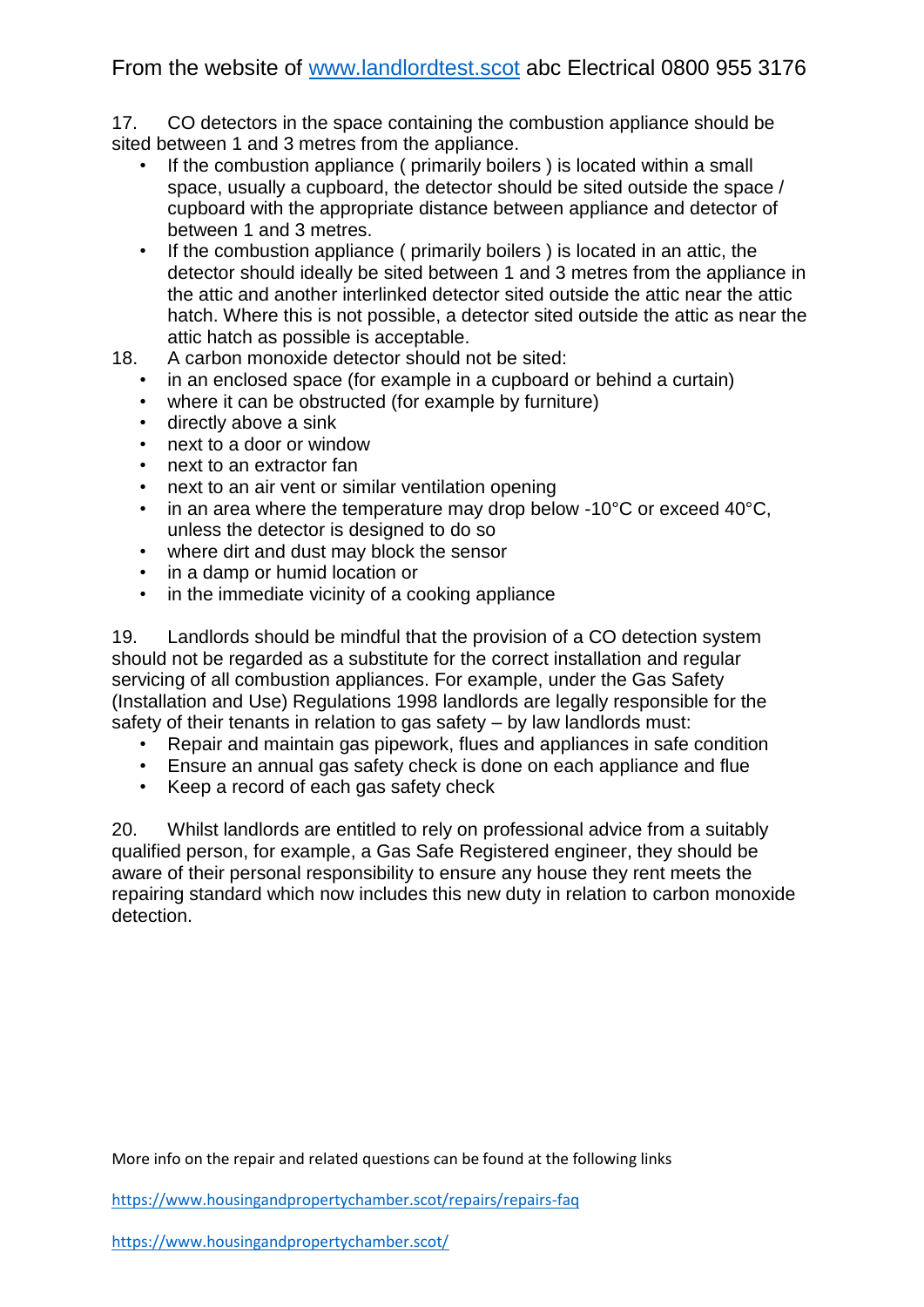17. CO detectors in the space containing the combustion appliance should be sited between 1 and 3 metres from the appliance.
    - If the combustion appliance ( primarily boilers ) is located within a small space, usually a cupboard, the detector should be sited outside the space / cupboard with the appropriate distance between appliance and detector of between 1 and 3 metres.
    - If the combustion appliance ( primarily boilers ) is located in an attic, the detector should ideally be sited between 1 and 3 metres from the appliance in the attic and another interlinked detector sited outside the attic near the attic hatch. Where this is not possible, a detector sited outside the attic as near the attic hatch as possible is acceptable.
18. A carbon monoxide detector should not be sited:
    - in an enclosed space (for example in a cupboard or behind a curtain)
    - where it can be obstructed (for example by furniture)
    - directly above a sink
    - next to a door or window
    - next to an extractor fan
    - next to an air vent or similar ventilation opening
    - in an area where the temperature may drop below -10°C or exceed 40°C, unless the detector is designed to do so
    - where dirt and dust may block the sensor
    - in a damp or humid location or
    - in the immediate vicinity of a cooking appliance

19. Landlords should be mindful that the provision of a CO detection system should not be regarded as a substitute for the correct installation and regular servicing of all combustion appliances. For example, under the Gas Safety (Installation and Use) Regulations 1998 landlords are legally responsible for the safety of their tenants in relation to gas safety – by law landlords must:
    - Repair and maintain gas pipework, flues and appliances in safe condition
    - Ensure an annual gas safety check is done on each appliance and flue
    - Keep a record of each gas safety check

20. Whilst landlords are entitled to rely on professional advice from a suitably qualified person, for example, a Gas Safe Registered engineer, they should be aware of their personal responsibility to ensure any house they rent meets the repairing standard which now includes this new duty in relation to carbon monoxide detection.

More info on the repair and related questions can be found at the following links

https://www.housingandpropertychamber.scot/repairs/repairs-faq

https://www.housingandpropertychamber.scot/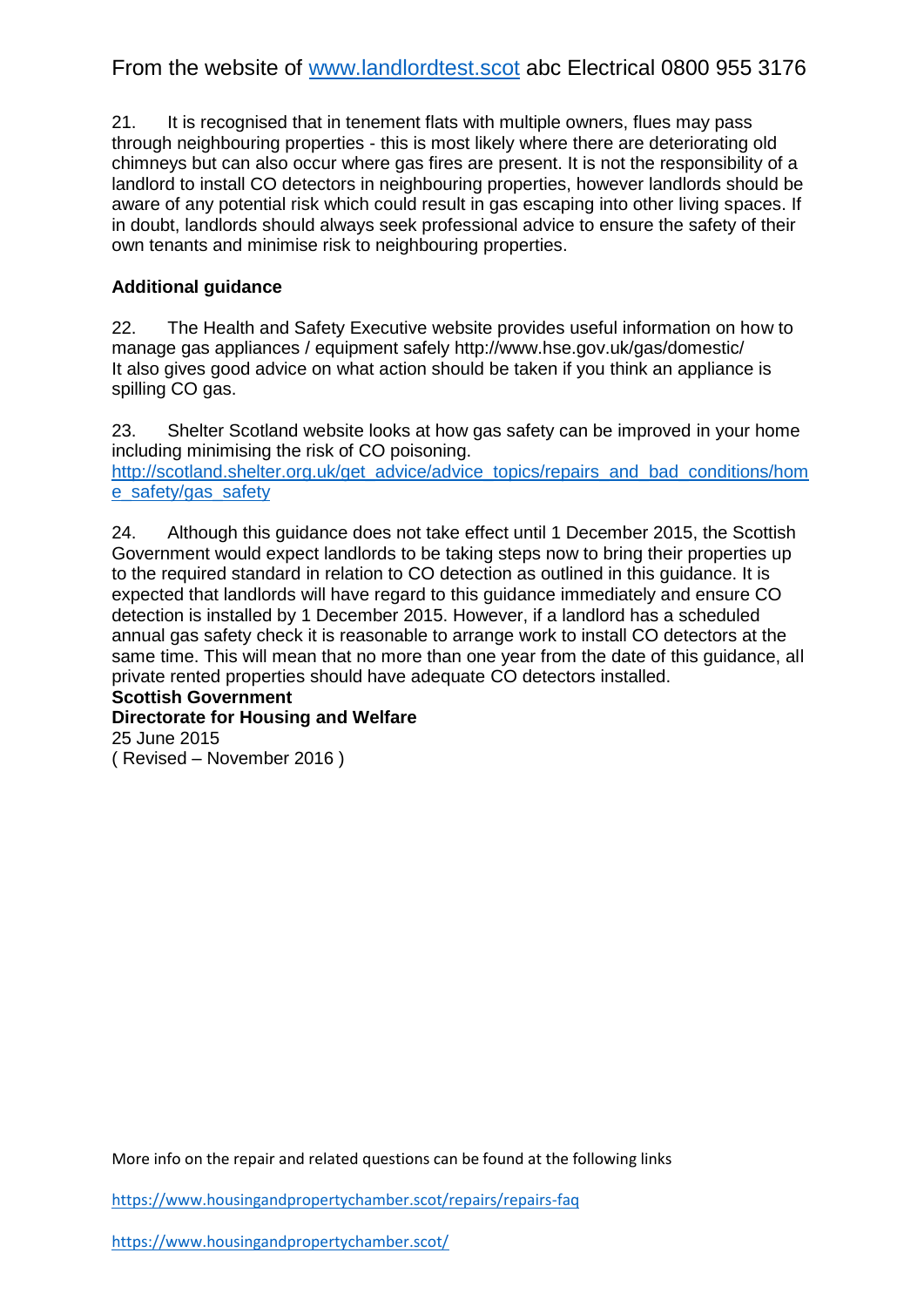21. It is recognised that in tenement flats with multiple owners, flues may pass through neighbouring properties - this is most likely where there are deteriorating old chimneys but can also occur where gas fires are present. It is not the responsibility of a landlord to install CO detectors in neighbouring properties, however landlords should be aware of any potential risk which could result in gas escaping into other living spaces. If in doubt, landlords should always seek professional advice to ensure the safety of their own tenants and minimise risk to neighbouring properties.

**Additional guidance**

22. The Health and Safety Executive website provides useful information on how to manage gas appliances / equipment safely http://www.hse.gov.uk/gas/domestic/
It also gives good advice on what action should be taken if you think an appliance is spilling CO gas.

23. Shelter Scotland website looks at how gas safety can be improved in your home including minimising the risk of CO poisoning.
http://scotland.shelter.org.uk/get_advice/advice_topics/repairs_and_bad_conditions/home_safety/gas_safety

24. Although this guidance does not take effect until 1 December 2015, the Scottish Government would expect landlords to be taking steps now to bring their properties up to the required standard in relation to CO detection as outlined in this guidance. It is expected that landlords will have regard to this guidance immediately and ensure CO detection is installed by 1 December 2015. However, if a landlord has a scheduled annual gas safety check it is reasonable to arrange work to install CO detectors at the same time. This will mean that no more than one year from the date of this guidance, all private rented properties should have adequate CO detectors installed.

**Scottish Government**
**Directorate for Housing and Welfare**
25 June 2015
( Revised – November 2016 )

More info on the repair and related questions can be found at the following links

https://www.housingandpropertychamber.scot/repairs/repairs-faq

https://www.housingandpropertychamber.scot/